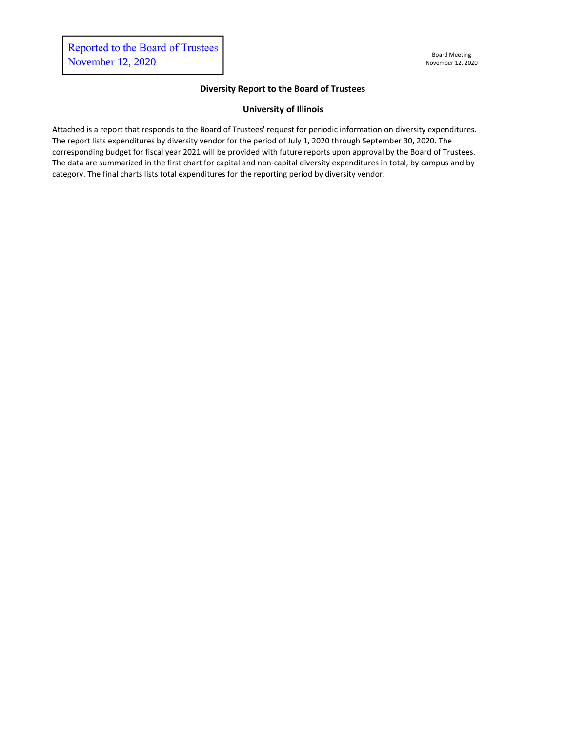Reported to the Board of Trustees
November 12, 2020

Board Meeting
November 12, 2020

## Diversity Report to the Board of Trustees

## University of Illinois

Attached is a report that responds to the Board of Trustees' request for periodic information on diversity expenditures. The report lists expenditures by diversity vendor for the period of July 1, 2020 through September 30, 2020. The corresponding budget for fiscal year 2021 will be provided with future reports upon approval by the Board of Trustees. The data are summarized in the first chart for capital and non-capital diversity expenditures in total, by campus and by category. The final charts lists total expenditures for the reporting period by diversity vendor.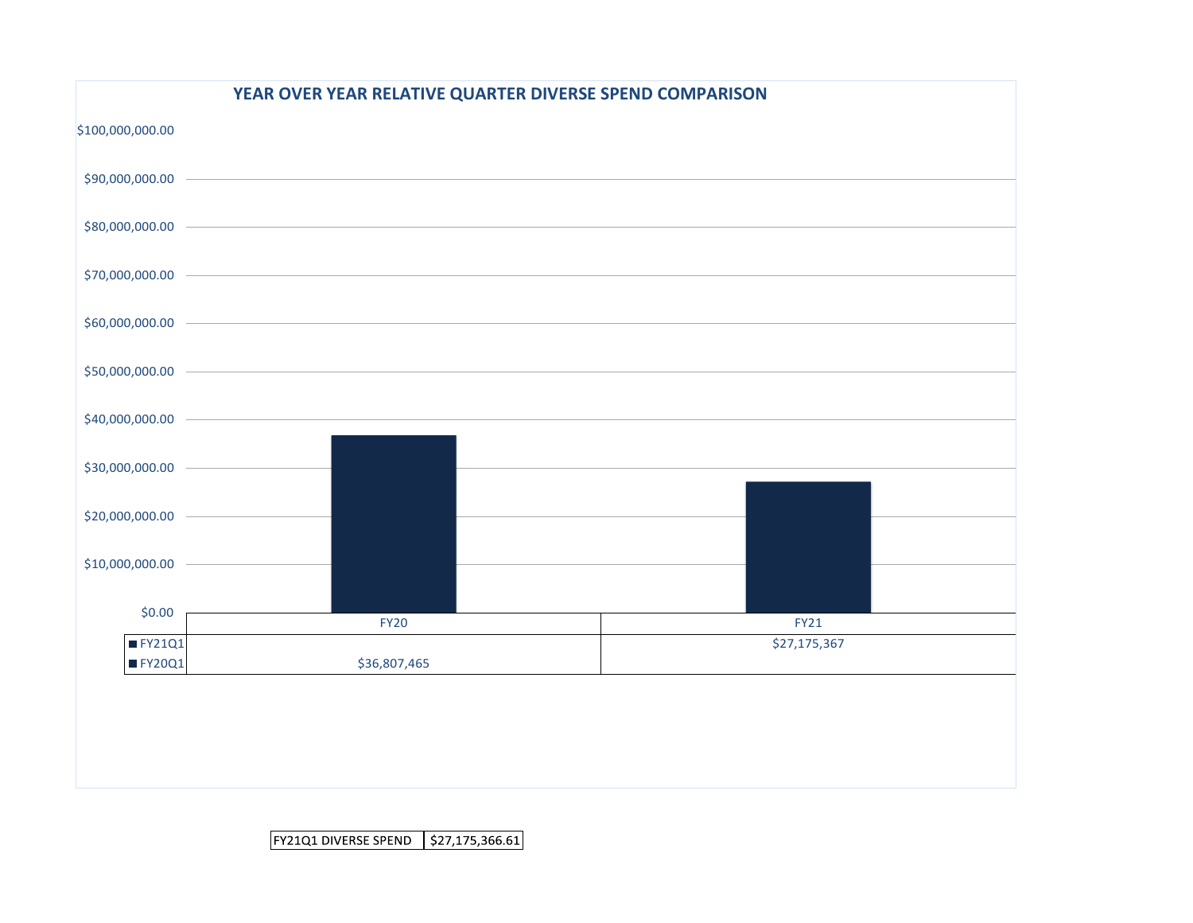## YEAR OVER YEAR RELATIVE QUARTER DIVERSE SPEND COMPARISON

| | FY20 | FY21 |
|---|---|---|
| FY21Q1 | | $27,175,367 |
| FY20Q1 | $36,807,465 | |

| FY21Q1 DIVERSE SPEND | $27,175,366.61 |
|---|---|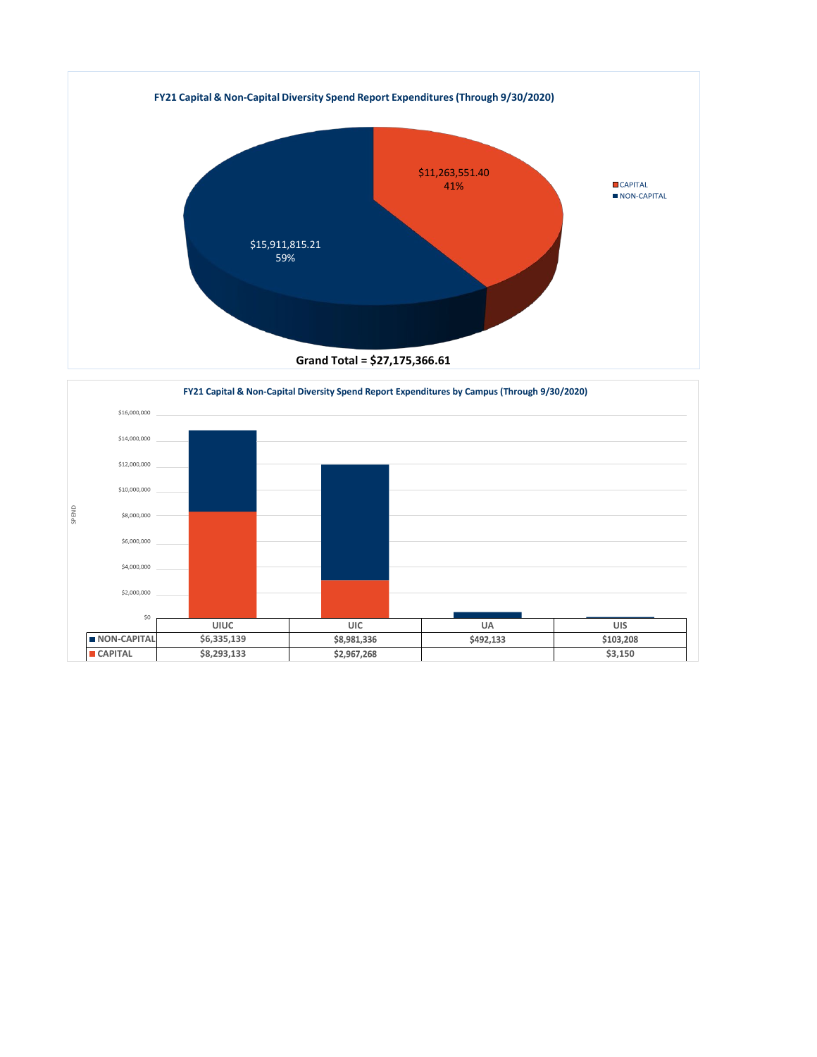## FY21 Capital & Non-Capital Diversity Spend Report Expenditures (Through 9/30/2020)

| Category | Amount | Percentage |
|---|---|---|
| CAPITAL | $11,263,551.40 | 41% |
| NON-CAPITAL | $15,911,815.21 | 59% |

**Grand Total = $27,175,366.61**

## FY21 Capital & Non-Capital Diversity Spend Report Expenditures by Campus (Through 9/30/2020)

| | UIUC | UIC | UA | UIS |
|---|---|---|---|---|
| NON-CAPITAL | $6,335,139 | $8,981,336 | $492,133 | $103,208 |
| CAPITAL | $8,293,133 | $2,967,268 | | $3,150 |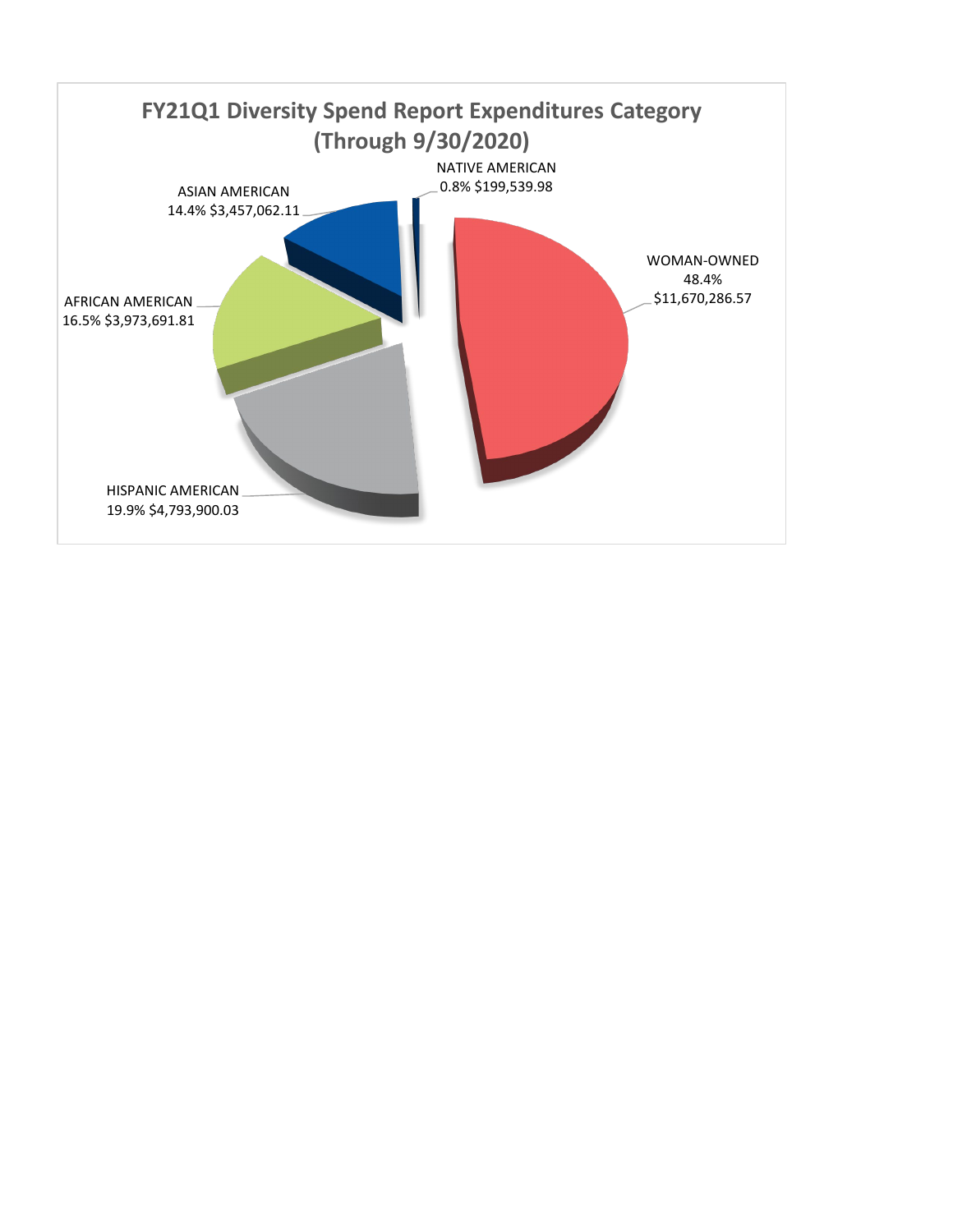## FY21Q1 Diversity Spend Report Expenditures Category (Through 9/30/2020)

NATIVE AMERICAN
0.8% $199,539.98

ASIAN AMERICAN
14.4% $3,457,062.11

WOMAN-OWNED
48.4%
$11,670,286.57

AFRICAN AMERICAN
16.5% $3,973,691.81

HISPANIC AMERICAN
19.9% $4,793,900.03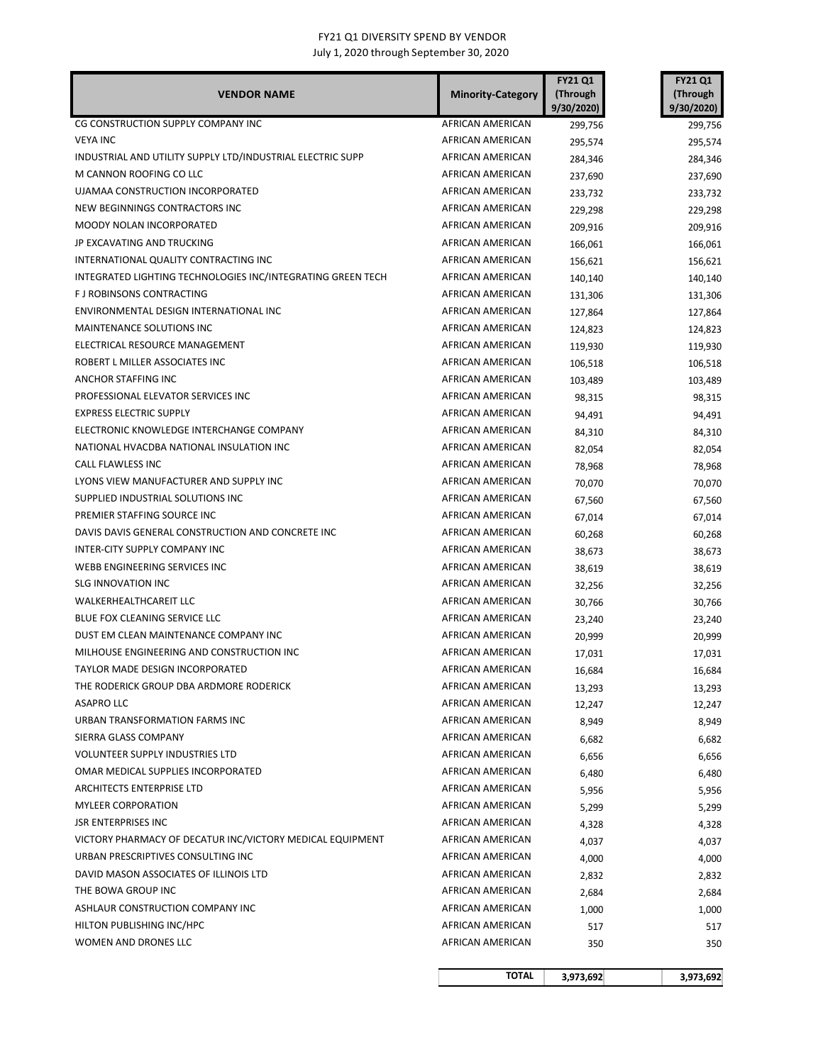FY21 Q1 DIVERSITY SPEND BY VENDOR
July 1, 2020 through September 30, 2020

| VENDOR NAME | Minority-Category | FY21 Q1 (Through 9/30/2020) | FY21 Q1 (Through 9/30/2020) |
|---|---|---|---|
| CG CONSTRUCTION SUPPLY COMPANY INC | AFRICAN AMERICAN | 299,756 | 299,756 |
| VEYA INC | AFRICAN AMERICAN | 295,574 | 295,574 |
| INDUSTRIAL AND UTILITY SUPPLY LTD/INDUSTRIAL ELECTRIC SUPP | AFRICAN AMERICAN | 284,346 | 284,346 |
| M CANNON ROOFING CO LLC | AFRICAN AMERICAN | 237,690 | 237,690 |
| UJAMAA CONSTRUCTION INCORPORATED | AFRICAN AMERICAN | 233,732 | 233,732 |
| NEW BEGINNINGS CONTRACTORS INC | AFRICAN AMERICAN | 229,298 | 229,298 |
| MOODY NOLAN INCORPORATED | AFRICAN AMERICAN | 209,916 | 209,916 |
| JP EXCAVATING AND TRUCKING | AFRICAN AMERICAN | 166,061 | 166,061 |
| INTERNATIONAL QUALITY CONTRACTING INC | AFRICAN AMERICAN | 156,621 | 156,621 |
| INTEGRATED LIGHTING TECHNOLOGIES INC/INTEGRATING GREEN TECH | AFRICAN AMERICAN | 140,140 | 140,140 |
| F J ROBINSONS CONTRACTING | AFRICAN AMERICAN | 131,306 | 131,306 |
| ENVIRONMENTAL DESIGN INTERNATIONAL INC | AFRICAN AMERICAN | 127,864 | 127,864 |
| MAINTENANCE SOLUTIONS INC | AFRICAN AMERICAN | 124,823 | 124,823 |
| ELECTRICAL RESOURCE MANAGEMENT | AFRICAN AMERICAN | 119,930 | 119,930 |
| ROBERT L MILLER ASSOCIATES INC | AFRICAN AMERICAN | 106,518 | 106,518 |
| ANCHOR STAFFING INC | AFRICAN AMERICAN | 103,489 | 103,489 |
| PROFESSIONAL ELEVATOR SERVICES INC | AFRICAN AMERICAN | 98,315 | 98,315 |
| EXPRESS ELECTRIC SUPPLY | AFRICAN AMERICAN | 94,491 | 94,491 |
| ELECTRONIC KNOWLEDGE INTERCHANGE COMPANY | AFRICAN AMERICAN | 84,310 | 84,310 |
| NATIONAL HVACDBA NATIONAL INSULATION INC | AFRICAN AMERICAN | 82,054 | 82,054 |
| CALL FLAWLESS INC | AFRICAN AMERICAN | 78,968 | 78,968 |
| LYONS VIEW MANUFACTURER AND SUPPLY INC | AFRICAN AMERICAN | 70,070 | 70,070 |
| SUPPLIED INDUSTRIAL SOLUTIONS INC | AFRICAN AMERICAN | 67,560 | 67,560 |
| PREMIER STAFFING SOURCE INC | AFRICAN AMERICAN | 67,014 | 67,014 |
| DAVIS DAVIS GENERAL CONSTRUCTION AND CONCRETE INC | AFRICAN AMERICAN | 60,268 | 60,268 |
| INTER-CITY SUPPLY COMPANY INC | AFRICAN AMERICAN | 38,673 | 38,673 |
| WEBB ENGINEERING SERVICES INC | AFRICAN AMERICAN | 38,619 | 38,619 |
| SLG INNOVATION INC | AFRICAN AMERICAN | 32,256 | 32,256 |
| WALKERHEALTHCAREIT LLC | AFRICAN AMERICAN | 30,766 | 30,766 |
| BLUE FOX CLEANING SERVICE LLC | AFRICAN AMERICAN | 23,240 | 23,240 |
| DUST EM CLEAN MAINTENANCE COMPANY INC | AFRICAN AMERICAN | 20,999 | 20,999 |
| MILHOUSE ENGINEERING AND CONSTRUCTION INC | AFRICAN AMERICAN | 17,031 | 17,031 |
| TAYLOR MADE DESIGN INCORPORATED | AFRICAN AMERICAN | 16,684 | 16,684 |
| THE RODERICK GROUP DBA ARDMORE RODERICK | AFRICAN AMERICAN | 13,293 | 13,293 |
| ASAPRO LLC | AFRICAN AMERICAN | 12,247 | 12,247 |
| URBAN TRANSFORMATION FARMS INC | AFRICAN AMERICAN | 8,949 | 8,949 |
| SIERRA GLASS COMPANY | AFRICAN AMERICAN | 6,682 | 6,682 |
| VOLUNTEER SUPPLY INDUSTRIES LTD | AFRICAN AMERICAN | 6,656 | 6,656 |
| OMAR MEDICAL SUPPLIES INCORPORATED | AFRICAN AMERICAN | 6,480 | 6,480 |
| ARCHITECTS ENTERPRISE LTD | AFRICAN AMERICAN | 5,956 | 5,956 |
| MYLEER CORPORATION | AFRICAN AMERICAN | 5,299 | 5,299 |
| JSR ENTERPRISES INC | AFRICAN AMERICAN | 4,328 | 4,328 |
| VICTORY PHARMACY OF DECATUR INC/VICTORY MEDICAL EQUIPMENT | AFRICAN AMERICAN | 4,037 | 4,037 |
| URBAN PRESCRIPTIVES CONSULTING INC | AFRICAN AMERICAN | 4,000 | 4,000 |
| DAVID MASON ASSOCIATES OF ILLINOIS LTD | AFRICAN AMERICAN | 2,832 | 2,832 |
| THE BOWA GROUP INC | AFRICAN AMERICAN | 2,684 | 2,684 |
| ASHLAUR CONSTRUCTION COMPANY INC | AFRICAN AMERICAN | 1,000 | 1,000 |
| HILTON PUBLISHING INC/HPC | AFRICAN AMERICAN | 517 | 517 |
| WOMEN AND DRONES LLC | AFRICAN AMERICAN | 350 | 350 |
| | **TOTAL** | **3,973,692** | **3,973,692** |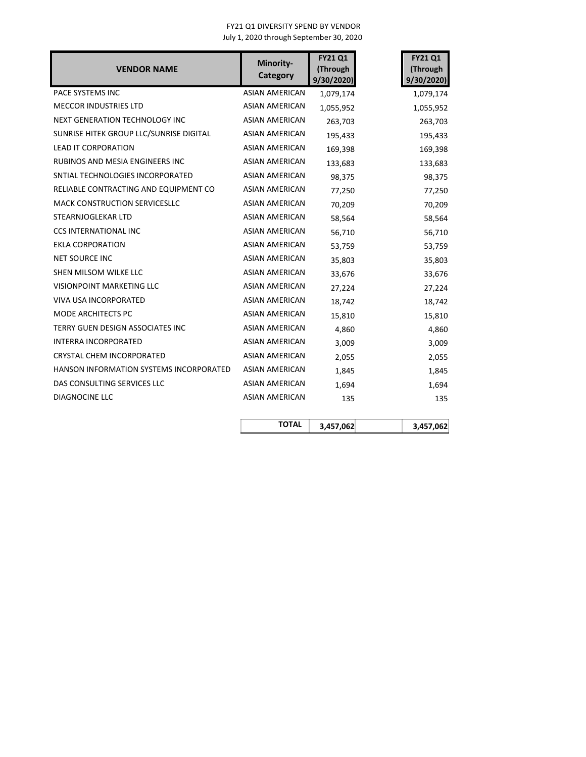FY21 Q1 DIVERSITY SPEND BY VENDOR
July 1, 2020 through September 30, 2020

| VENDOR NAME | Minority-Category | FY21 Q1 (Through 9/30/2020) | | FY21 Q1 (Through 9/30/2020) |
|---|---|---|---|---|
| PACE SYSTEMS INC | ASIAN AMERICAN | 1,079,174 | | 1,079,174 |
| MECCOR INDUSTRIES LTD | ASIAN AMERICAN | 1,055,952 | | 1,055,952 |
| NEXT GENERATION TECHNOLOGY INC | ASIAN AMERICAN | 263,703 | | 263,703 |
| SUNRISE HITEK GROUP LLC/SUNRISE DIGITAL | ASIAN AMERICAN | 195,433 | | 195,433 |
| LEAD IT CORPORATION | ASIAN AMERICAN | 169,398 | | 169,398 |
| RUBINOS AND MESIA ENGINEERS INC | ASIAN AMERICAN | 133,683 | | 133,683 |
| SNTIAL TECHNOLOGIES INCORPORATED | ASIAN AMERICAN | 98,375 | | 98,375 |
| RELIABLE CONTRACTING AND EQUIPMENT CO | ASIAN AMERICAN | 77,250 | | 77,250 |
| MACK CONSTRUCTION SERVICESLLC | ASIAN AMERICAN | 70,209 | | 70,209 |
| STEARNJOGLEKAR LTD | ASIAN AMERICAN | 58,564 | | 58,564 |
| CCS INTERNATIONAL INC | ASIAN AMERICAN | 56,710 | | 56,710 |
| EKLA CORPORATION | ASIAN AMERICAN | 53,759 | | 53,759 |
| NET SOURCE INC | ASIAN AMERICAN | 35,803 | | 35,803 |
| SHEN MILSOM WILKE LLC | ASIAN AMERICAN | 33,676 | | 33,676 |
| VISIONPOINT MARKETING LLC | ASIAN AMERICAN | 27,224 | | 27,224 |
| VIVA USA INCORPORATED | ASIAN AMERICAN | 18,742 | | 18,742 |
| MODE ARCHITECTS PC | ASIAN AMERICAN | 15,810 | | 15,810 |
| TERRY GUEN DESIGN ASSOCIATES INC | ASIAN AMERICAN | 4,860 | | 4,860 |
| INTERRA INCORPORATED | ASIAN AMERICAN | 3,009 | | 3,009 |
| CRYSTAL CHEM INCORPORATED | ASIAN AMERICAN | 2,055 | | 2,055 |
| HANSON INFORMATION SYSTEMS INCORPORATED | ASIAN AMERICAN | 1,845 | | 1,845 |
| DAS CONSULTING SERVICES LLC | ASIAN AMERICAN | 1,694 | | 1,694 |
| DIAGNOCINE LLC | ASIAN AMERICAN | 135 | | 135 |
| | **TOTAL** | **3,457,062** | | **3,457,062** |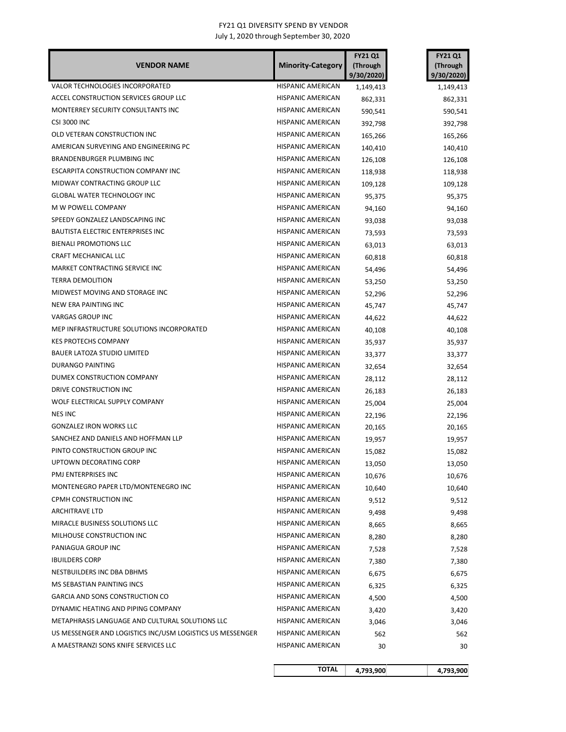FY21 Q1 DIVERSITY SPEND BY VENDOR
July 1, 2020 through September 30, 2020

| VENDOR NAME | Minority-Category | FY21 Q1 (Through 9/30/2020) | FY21 Q1 (Through 9/30/2020) |
|---|---|---|---|
| VALOR TECHNOLOGIES INCORPORATED | HISPANIC AMERICAN | 1,149,413 | 1,149,413 |
| ACCEL CONSTRUCTION SERVICES GROUP LLC | HISPANIC AMERICAN | 862,331 | 862,331 |
| MONTERREY SECURITY CONSULTANTS INC | HISPANIC AMERICAN | 590,541 | 590,541 |
| CSI 3000 INC | HISPANIC AMERICAN | 392,798 | 392,798 |
| OLD VETERAN CONSTRUCTION INC | HISPANIC AMERICAN | 165,266 | 165,266 |
| AMERICAN SURVEYING AND ENGINEERING PC | HISPANIC AMERICAN | 140,410 | 140,410 |
| BRANDENBURGER PLUMBING INC | HISPANIC AMERICAN | 126,108 | 126,108 |
| ESCARPITA CONSTRUCTION COMPANY INC | HISPANIC AMERICAN | 118,938 | 118,938 |
| MIDWAY CONTRACTING GROUP LLC | HISPANIC AMERICAN | 109,128 | 109,128 |
| GLOBAL WATER TECHNOLOGY INC | HISPANIC AMERICAN | 95,375 | 95,375 |
| M W POWELL COMPANY | HISPANIC AMERICAN | 94,160 | 94,160 |
| SPEEDY GONZALEZ LANDSCAPING INC | HISPANIC AMERICAN | 93,038 | 93,038 |
| BAUTISTA ELECTRIC ENTERPRISES INC | HISPANIC AMERICAN | 73,593 | 73,593 |
| BIENALI PROMOTIONS LLC | HISPANIC AMERICAN | 63,013 | 63,013 |
| CRAFT MECHANICAL LLC | HISPANIC AMERICAN | 60,818 | 60,818 |
| MARKET CONTRACTING SERVICE INC | HISPANIC AMERICAN | 54,496 | 54,496 |
| TERRA DEMOLITION | HISPANIC AMERICAN | 53,250 | 53,250 |
| MIDWEST MOVING AND STORAGE INC | HISPANIC AMERICAN | 52,296 | 52,296 |
| NEW ERA PAINTING INC | HISPANIC AMERICAN | 45,747 | 45,747 |
| VARGAS GROUP INC | HISPANIC AMERICAN | 44,622 | 44,622 |
| MEP INFRASTRUCTURE SOLUTIONS INCORPORATED | HISPANIC AMERICAN | 40,108 | 40,108 |
| KES PROTECHS COMPANY | HISPANIC AMERICAN | 35,937 | 35,937 |
| BAUER LATOZA STUDIO LIMITED | HISPANIC AMERICAN | 33,377 | 33,377 |
| DURANGO PAINTING | HISPANIC AMERICAN | 32,654 | 32,654 |
| DUMEX CONSTRUCTION COMPANY | HISPANIC AMERICAN | 28,112 | 28,112 |
| DRIVE CONSTRUCTION INC | HISPANIC AMERICAN | 26,183 | 26,183 |
| WOLF ELECTRICAL SUPPLY COMPANY | HISPANIC AMERICAN | 25,004 | 25,004 |
| NES INC | HISPANIC AMERICAN | 22,196 | 22,196 |
| GONZALEZ IRON WORKS LLC | HISPANIC AMERICAN | 20,165 | 20,165 |
| SANCHEZ AND DANIELS AND HOFFMAN LLP | HISPANIC AMERICAN | 19,957 | 19,957 |
| PINTO CONSTRUCTION GROUP INC | HISPANIC AMERICAN | 15,082 | 15,082 |
| UPTOWN DECORATING CORP | HISPANIC AMERICAN | 13,050 | 13,050 |
| PMJ ENTERPRISES INC | HISPANIC AMERICAN | 10,676 | 10,676 |
| MONTENEGRO PAPER LTD/MONTENEGRO INC | HISPANIC AMERICAN | 10,640 | 10,640 |
| CPMH CONSTRUCTION INC | HISPANIC AMERICAN | 9,512 | 9,512 |
| ARCHITRAVE LTD | HISPANIC AMERICAN | 9,498 | 9,498 |
| MIRACLE BUSINESS SOLUTIONS LLC | HISPANIC AMERICAN | 8,665 | 8,665 |
| MILHOUSE CONSTRUCTION INC | HISPANIC AMERICAN | 8,280 | 8,280 |
| PANIAGUA GROUP INC | HISPANIC AMERICAN | 7,528 | 7,528 |
| IBUILDERS CORP | HISPANIC AMERICAN | 7,380 | 7,380 |
| NESTBUILDERS INC DBA DBHMS | HISPANIC AMERICAN | 6,675 | 6,675 |
| MS SEBASTIAN PAINTING INCS | HISPANIC AMERICAN | 6,325 | 6,325 |
| GARCIA AND SONS CONSTRUCTION CO | HISPANIC AMERICAN | 4,500 | 4,500 |
| DYNAMIC HEATING AND PIPING COMPANY | HISPANIC AMERICAN | 3,420 | 3,420 |
| METAPHRASIS LANGUAGE AND CULTURAL SOLUTIONS LLC | HISPANIC AMERICAN | 3,046 | 3,046 |
| US MESSENGER AND LOGISTICS INC/USM LOGISTICS US MESSENGER | HISPANIC AMERICAN | 562 | 562 |
| A MAESTRANZI SONS KNIFE SERVICES LLC | HISPANIC AMERICAN | 30 | 30 |
| | **TOTAL** | **4,793,900** | **4,793,900** |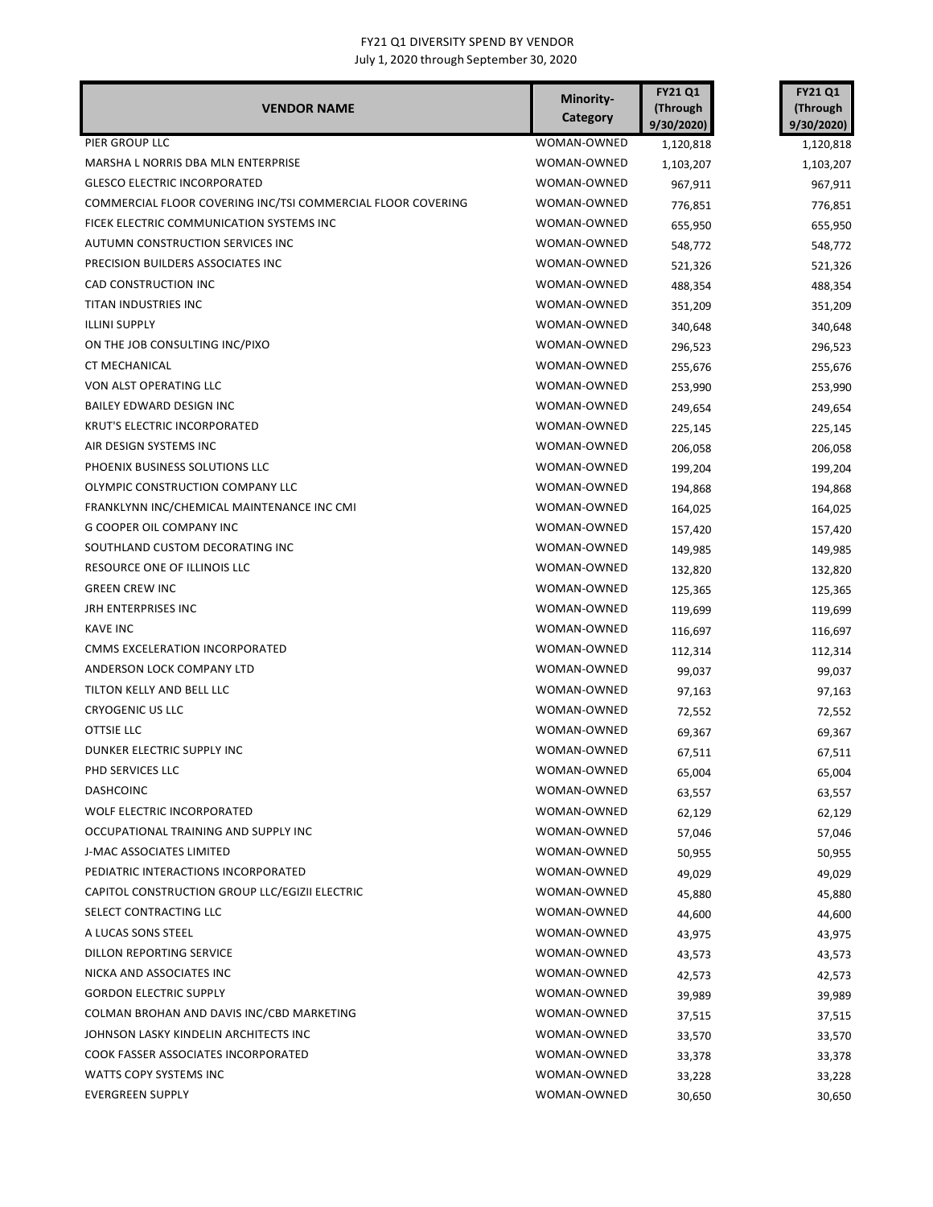FY21 Q1 DIVERSITY SPEND BY VENDOR
July 1, 2020 through September 30, 2020

| VENDOR NAME | Minority-Category | FY21 Q1 (Through 9/30/2020) | FY21 Q1 (Through 9/30/2020) |
|---|---|---|---|
| PIER GROUP LLC | WOMAN-OWNED | 1,120,818 | 1,120,818 |
| MARSHA L NORRIS DBA MLN ENTERPRISE | WOMAN-OWNED | 1,103,207 | 1,103,207 |
| GLESCO ELECTRIC INCORPORATED | WOMAN-OWNED | 967,911 | 967,911 |
| COMMERCIAL FLOOR COVERING INC/TSI COMMERCIAL FLOOR COVERING | WOMAN-OWNED | 776,851 | 776,851 |
| FICEK ELECTRIC COMMUNICATION SYSTEMS INC | WOMAN-OWNED | 655,950 | 655,950 |
| AUTUMN CONSTRUCTION SERVICES INC | WOMAN-OWNED | 548,772 | 548,772 |
| PRECISION BUILDERS ASSOCIATES INC | WOMAN-OWNED | 521,326 | 521,326 |
| CAD CONSTRUCTION INC | WOMAN-OWNED | 488,354 | 488,354 |
| TITAN INDUSTRIES INC | WOMAN-OWNED | 351,209 | 351,209 |
| ILLINI SUPPLY | WOMAN-OWNED | 340,648 | 340,648 |
| ON THE JOB CONSULTING INC/PIXO | WOMAN-OWNED | 296,523 | 296,523 |
| CT MECHANICAL | WOMAN-OWNED | 255,676 | 255,676 |
| VON ALST OPERATING LLC | WOMAN-OWNED | 253,990 | 253,990 |
| BAILEY EDWARD DESIGN INC | WOMAN-OWNED | 249,654 | 249,654 |
| KRUT'S ELECTRIC INCORPORATED | WOMAN-OWNED | 225,145 | 225,145 |
| AIR DESIGN SYSTEMS INC | WOMAN-OWNED | 206,058 | 206,058 |
| PHOENIX BUSINESS SOLUTIONS LLC | WOMAN-OWNED | 199,204 | 199,204 |
| OLYMPIC CONSTRUCTION COMPANY LLC | WOMAN-OWNED | 194,868 | 194,868 |
| FRANKLYNN INC/CHEMICAL MAINTENANCE INC CMI | WOMAN-OWNED | 164,025 | 164,025 |
| G COOPER OIL COMPANY INC | WOMAN-OWNED | 157,420 | 157,420 |
| SOUTHLAND CUSTOM DECORATING INC | WOMAN-OWNED | 149,985 | 149,985 |
| RESOURCE ONE OF ILLINOIS LLC | WOMAN-OWNED | 132,820 | 132,820 |
| GREEN CREW INC | WOMAN-OWNED | 125,365 | 125,365 |
| JRH ENTERPRISES INC | WOMAN-OWNED | 119,699 | 119,699 |
| KAVE INC | WOMAN-OWNED | 116,697 | 116,697 |
| CMMS EXCELERATION INCORPORATED | WOMAN-OWNED | 112,314 | 112,314 |
| ANDERSON LOCK COMPANY LTD | WOMAN-OWNED | 99,037 | 99,037 |
| TILTON KELLY AND BELL LLC | WOMAN-OWNED | 97,163 | 97,163 |
| CRYOGENIC US LLC | WOMAN-OWNED | 72,552 | 72,552 |
| OTTSIE LLC | WOMAN-OWNED | 69,367 | 69,367 |
| DUNKER ELECTRIC SUPPLY INC | WOMAN-OWNED | 67,511 | 67,511 |
| PHD SERVICES LLC | WOMAN-OWNED | 65,004 | 65,004 |
| DASHCOINC | WOMAN-OWNED | 63,557 | 63,557 |
| WOLF ELECTRIC INCORPORATED | WOMAN-OWNED | 62,129 | 62,129 |
| OCCUPATIONAL TRAINING AND SUPPLY INC | WOMAN-OWNED | 57,046 | 57,046 |
| J-MAC ASSOCIATES LIMITED | WOMAN-OWNED | 50,955 | 50,955 |
| PEDIATRIC INTERACTIONS INCORPORATED | WOMAN-OWNED | 49,029 | 49,029 |
| CAPITOL CONSTRUCTION GROUP LLC/EGIZII ELECTRIC | WOMAN-OWNED | 45,880 | 45,880 |
| SELECT CONTRACTING LLC | WOMAN-OWNED | 44,600 | 44,600 |
| A LUCAS SONS STEEL | WOMAN-OWNED | 43,975 | 43,975 |
| DILLON REPORTING SERVICE | WOMAN-OWNED | 43,573 | 43,573 |
| NICKA AND ASSOCIATES INC | WOMAN-OWNED | 42,573 | 42,573 |
| GORDON ELECTRIC SUPPLY | WOMAN-OWNED | 39,989 | 39,989 |
| COLMAN BROHAN AND DAVIS INC/CBD MARKETING | WOMAN-OWNED | 37,515 | 37,515 |
| JOHNSON LASKY KINDELIN ARCHITECTS INC | WOMAN-OWNED | 33,570 | 33,570 |
| COOK FASSER ASSOCIATES INCORPORATED | WOMAN-OWNED | 33,378 | 33,378 |
| WATTS COPY SYSTEMS INC | WOMAN-OWNED | 33,228 | 33,228 |
| EVERGREEN SUPPLY | WOMAN-OWNED | 30,650 | 30,650 |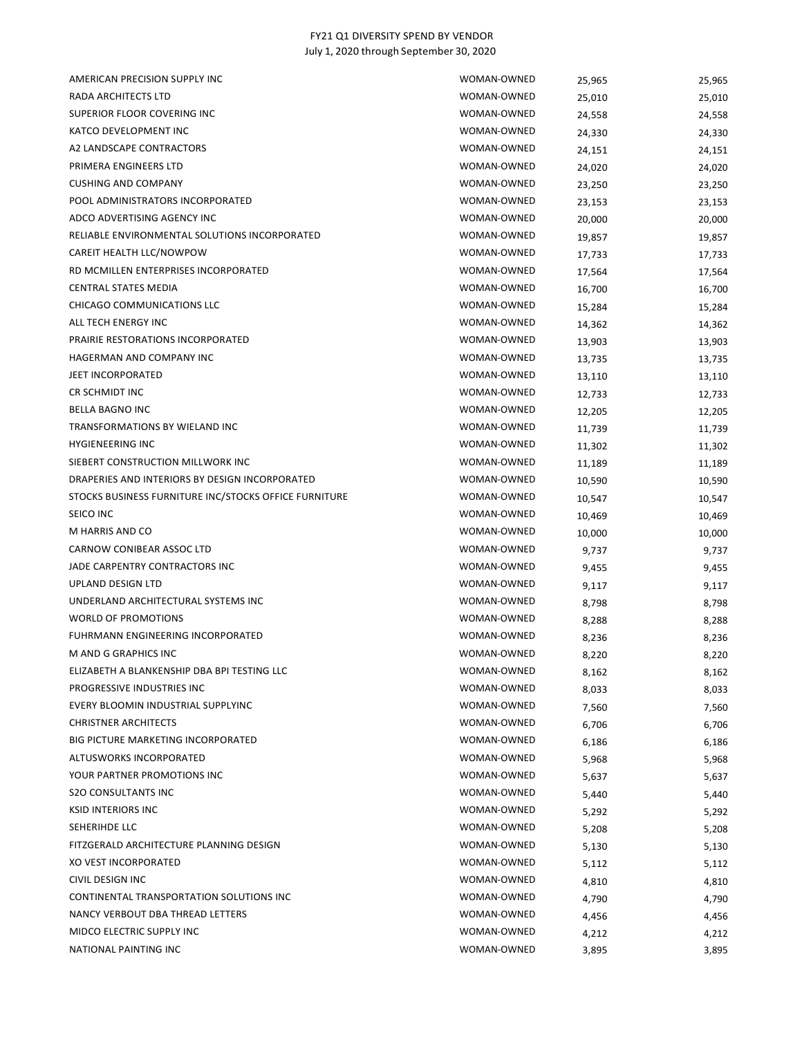FY21 Q1 DIVERSITY SPEND BY VENDOR
July 1, 2020 through September 30, 2020

| | | | |
|---|---|---|---|
| AMERICAN PRECISION SUPPLY INC | WOMAN-OWNED | 25,965 | 25,965 |
| RADA ARCHITECTS LTD | WOMAN-OWNED | 25,010 | 25,010 |
| SUPERIOR FLOOR COVERING INC | WOMAN-OWNED | 24,558 | 24,558 |
| KATCO DEVELOPMENT INC | WOMAN-OWNED | 24,330 | 24,330 |
| A2 LANDSCAPE CONTRACTORS | WOMAN-OWNED | 24,151 | 24,151 |
| PRIMERA ENGINEERS LTD | WOMAN-OWNED | 24,020 | 24,020 |
| CUSHING AND COMPANY | WOMAN-OWNED | 23,250 | 23,250 |
| POOL ADMINISTRATORS INCORPORATED | WOMAN-OWNED | 23,153 | 23,153 |
| ADCO ADVERTISING AGENCY INC | WOMAN-OWNED | 20,000 | 20,000 |
| RELIABLE ENVIRONMENTAL SOLUTIONS INCORPORATED | WOMAN-OWNED | 19,857 | 19,857 |
| CAREIT HEALTH LLC/NOWPOW | WOMAN-OWNED | 17,733 | 17,733 |
| RD MCMILLEN ENTERPRISES INCORPORATED | WOMAN-OWNED | 17,564 | 17,564 |
| CENTRAL STATES MEDIA | WOMAN-OWNED | 16,700 | 16,700 |
| CHICAGO COMMUNICATIONS LLC | WOMAN-OWNED | 15,284 | 15,284 |
| ALL TECH ENERGY INC | WOMAN-OWNED | 14,362 | 14,362 |
| PRAIRIE RESTORATIONS INCORPORATED | WOMAN-OWNED | 13,903 | 13,903 |
| HAGERMAN AND COMPANY INC | WOMAN-OWNED | 13,735 | 13,735 |
| JEET INCORPORATED | WOMAN-OWNED | 13,110 | 13,110 |
| CR SCHMIDT INC | WOMAN-OWNED | 12,733 | 12,733 |
| BELLA BAGNO INC | WOMAN-OWNED | 12,205 | 12,205 |
| TRANSFORMATIONS BY WIELAND INC | WOMAN-OWNED | 11,739 | 11,739 |
| HYGIENEERING INC | WOMAN-OWNED | 11,302 | 11,302 |
| SIEBERT CONSTRUCTION MILLWORK INC | WOMAN-OWNED | 11,189 | 11,189 |
| DRAPERIES AND INTERIORS BY DESIGN INCORPORATED | WOMAN-OWNED | 10,590 | 10,590 |
| STOCKS BUSINESS FURNITURE INC/STOCKS OFFICE FURNITURE | WOMAN-OWNED | 10,547 | 10,547 |
| SEICO INC | WOMAN-OWNED | 10,469 | 10,469 |
| M HARRIS AND CO | WOMAN-OWNED | 10,000 | 10,000 |
| CARNOW CONIBEAR ASSOC LTD | WOMAN-OWNED | 9,737 | 9,737 |
| JADE CARPENTRY CONTRACTORS INC | WOMAN-OWNED | 9,455 | 9,455 |
| UPLAND DESIGN LTD | WOMAN-OWNED | 9,117 | 9,117 |
| UNDERLAND ARCHITECTURAL SYSTEMS INC | WOMAN-OWNED | 8,798 | 8,798 |
| WORLD OF PROMOTIONS | WOMAN-OWNED | 8,288 | 8,288 |
| FUHRMANN ENGINEERING INCORPORATED | WOMAN-OWNED | 8,236 | 8,236 |
| M AND G GRAPHICS INC | WOMAN-OWNED | 8,220 | 8,220 |
| ELIZABETH A BLANKENSHIP DBA BPI TESTING LLC | WOMAN-OWNED | 8,162 | 8,162 |
| PROGRESSIVE INDUSTRIES INC | WOMAN-OWNED | 8,033 | 8,033 |
| EVERY BLOOMIN INDUSTRIAL SUPPLYINC | WOMAN-OWNED | 7,560 | 7,560 |
| CHRISTNER ARCHITECTS | WOMAN-OWNED | 6,706 | 6,706 |
| BIG PICTURE MARKETING INCORPORATED | WOMAN-OWNED | 6,186 | 6,186 |
| ALTUSWORKS INCORPORATED | WOMAN-OWNED | 5,968 | 5,968 |
| YOUR PARTNER PROMOTIONS INC | WOMAN-OWNED | 5,637 | 5,637 |
| S2O CONSULTANTS INC | WOMAN-OWNED | 5,440 | 5,440 |
| KSID INTERIORS INC | WOMAN-OWNED | 5,292 | 5,292 |
| SEHERIHDE LLC | WOMAN-OWNED | 5,208 | 5,208 |
| FITZGERALD ARCHITECTURE PLANNING DESIGN | WOMAN-OWNED | 5,130 | 5,130 |
| XO VEST INCORPORATED | WOMAN-OWNED | 5,112 | 5,112 |
| CIVIL DESIGN INC | WOMAN-OWNED | 4,810 | 4,810 |
| CONTINENTAL TRANSPORTATION SOLUTIONS INC | WOMAN-OWNED | 4,790 | 4,790 |
| NANCY VERBOUT DBA THREAD LETTERS | WOMAN-OWNED | 4,456 | 4,456 |
| MIDCO ELECTRIC SUPPLY INC | WOMAN-OWNED | 4,212 | 4,212 |
| NATIONAL PAINTING INC | WOMAN-OWNED | 3,895 | 3,895 |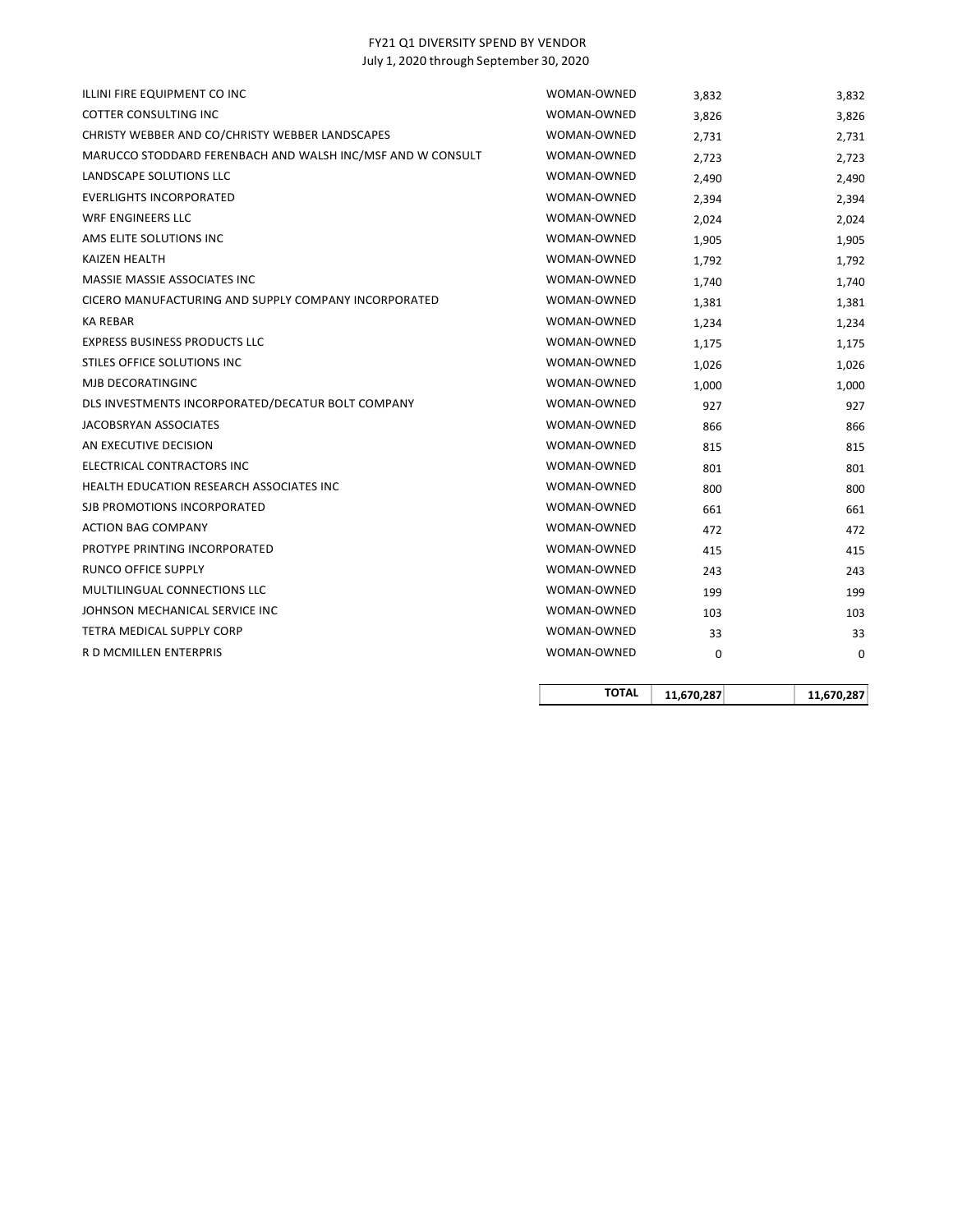FY21 Q1 DIVERSITY SPEND BY VENDOR
July 1, 2020 through September 30, 2020

| | | | |
|---|---|---|---|
| ILLINI FIRE EQUIPMENT CO INC | WOMAN-OWNED | 3,832 | 3,832 |
| COTTER CONSULTING INC | WOMAN-OWNED | 3,826 | 3,826 |
| CHRISTY WEBBER AND CO/CHRISTY WEBBER LANDSCAPES | WOMAN-OWNED | 2,731 | 2,731 |
| MARUCCO STODDARD FERENBACH AND WALSH INC/MSF AND W CONSULT | WOMAN-OWNED | 2,723 | 2,723 |
| LANDSCAPE SOLUTIONS LLC | WOMAN-OWNED | 2,490 | 2,490 |
| EVERLIGHTS INCORPORATED | WOMAN-OWNED | 2,394 | 2,394 |
| WRF ENGINEERS LLC | WOMAN-OWNED | 2,024 | 2,024 |
| AMS ELITE SOLUTIONS INC | WOMAN-OWNED | 1,905 | 1,905 |
| KAIZEN HEALTH | WOMAN-OWNED | 1,792 | 1,792 |
| MASSIE MASSIE ASSOCIATES INC | WOMAN-OWNED | 1,740 | 1,740 |
| CICERO MANUFACTURING AND SUPPLY COMPANY INCORPORATED | WOMAN-OWNED | 1,381 | 1,381 |
| KA REBAR | WOMAN-OWNED | 1,234 | 1,234 |
| EXPRESS BUSINESS PRODUCTS LLC | WOMAN-OWNED | 1,175 | 1,175 |
| STILES OFFICE SOLUTIONS INC | WOMAN-OWNED | 1,026 | 1,026 |
| MJB DECORATINGINC | WOMAN-OWNED | 1,000 | 1,000 |
| DLS INVESTMENTS INCORPORATED/DECATUR BOLT COMPANY | WOMAN-OWNED | 927 | 927 |
| JACOBSRYAN ASSOCIATES | WOMAN-OWNED | 866 | 866 |
| AN EXECUTIVE DECISION | WOMAN-OWNED | 815 | 815 |
| ELECTRICAL CONTRACTORS INC | WOMAN-OWNED | 801 | 801 |
| HEALTH EDUCATION RESEARCH ASSOCIATES INC | WOMAN-OWNED | 800 | 800 |
| SJB PROMOTIONS INCORPORATED | WOMAN-OWNED | 661 | 661 |
| ACTION BAG COMPANY | WOMAN-OWNED | 472 | 472 |
| PROTYPE PRINTING INCORPORATED | WOMAN-OWNED | 415 | 415 |
| RUNCO OFFICE SUPPLY | WOMAN-OWNED | 243 | 243 |
| MULTILINGUAL CONNECTIONS LLC | WOMAN-OWNED | 199 | 199 |
| JOHNSON MECHANICAL SERVICE INC | WOMAN-OWNED | 103 | 103 |
| TETRA MEDICAL SUPPLY CORP | WOMAN-OWNED | 33 | 33 |
| R D MCMILLEN ENTERPRIS | WOMAN-OWNED | 0 | 0 |
| | **TOTAL** | **11,670,287** | **11,670,287** |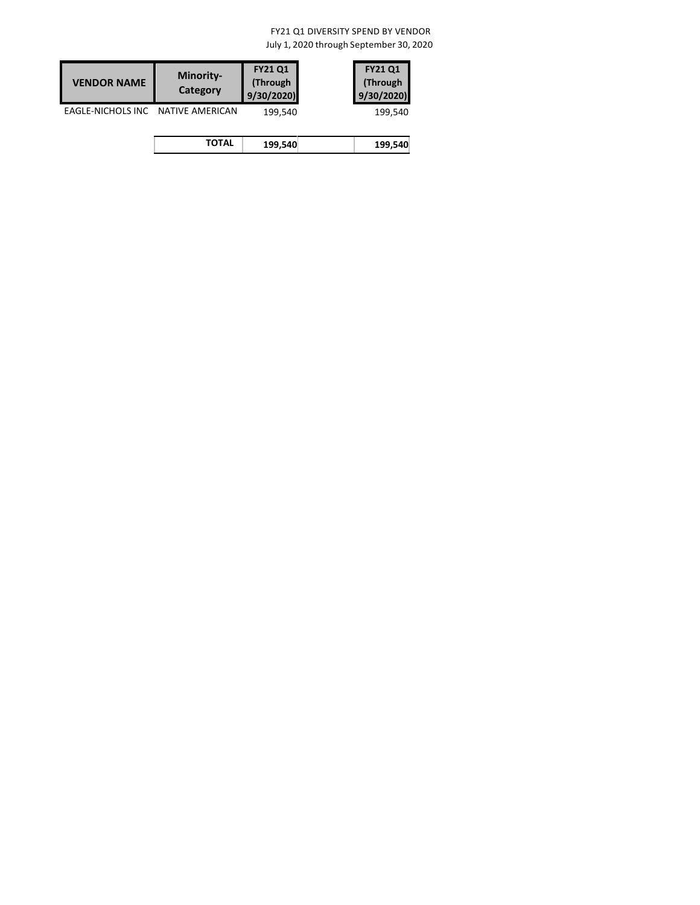FY21 Q1 DIVERSITY SPEND BY VENDOR

July 1, 2020 through September 30, 2020

| VENDOR NAME | Minority-Category | FY21 Q1 (Through 9/30/2020) | | FY21 Q1 (Through 9/30/2020) |
|---|---|---|---|---|
| EAGLE-NICHOLS INC | NATIVE AMERICAN | 199,540 | | 199,540 |
| | **TOTAL** | **199,540** | | **199,540** |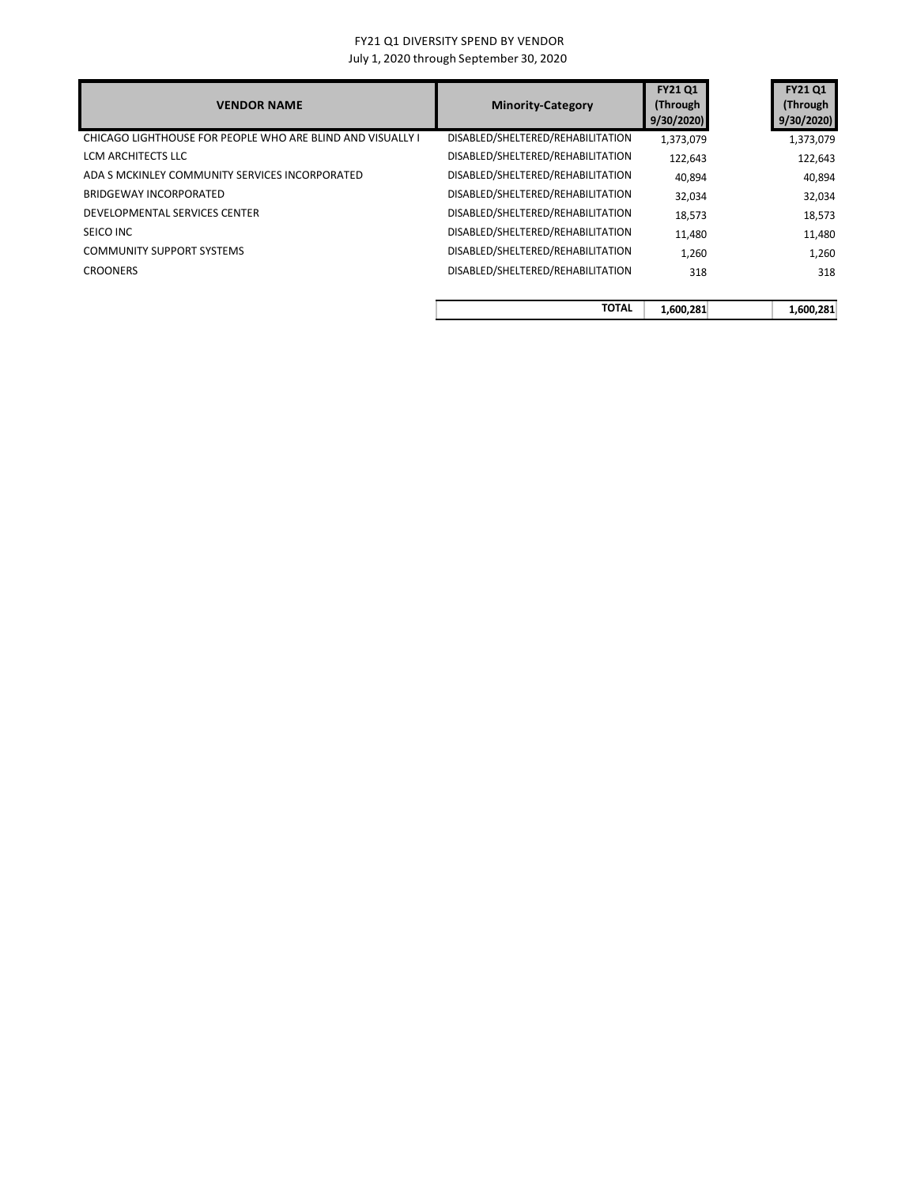FY21 Q1 DIVERSITY SPEND BY VENDOR

July 1, 2020 through September 30, 2020

| VENDOR NAME | Minority-Category | FY21 Q1 (Through 9/30/2020) | FY21 Q1 (Through 9/30/2020) |
|---|---|---|---|
| CHICAGO LIGHTHOUSE FOR PEOPLE WHO ARE BLIND AND VISUALLY I | DISABLED/SHELTERED/REHABILITATION | 1,373,079 | 1,373,079 |
| LCM ARCHITECTS LLC | DISABLED/SHELTERED/REHABILITATION | 122,643 | 122,643 |
| ADA S MCKINLEY COMMUNITY SERVICES INCORPORATED | DISABLED/SHELTERED/REHABILITATION | 40,894 | 40,894 |
| BRIDGEWAY INCORPORATED | DISABLED/SHELTERED/REHABILITATION | 32,034 | 32,034 |
| DEVELOPMENTAL SERVICES CENTER | DISABLED/SHELTERED/REHABILITATION | 18,573 | 18,573 |
| SEICO INC | DISABLED/SHELTERED/REHABILITATION | 11,480 | 11,480 |
| COMMUNITY SUPPORT SYSTEMS | DISABLED/SHELTERED/REHABILITATION | 1,260 | 1,260 |
| CROONERS | DISABLED/SHELTERED/REHABILITATION | 318 | 318 |
| | **TOTAL** | **1,600,281** | **1,600,281** |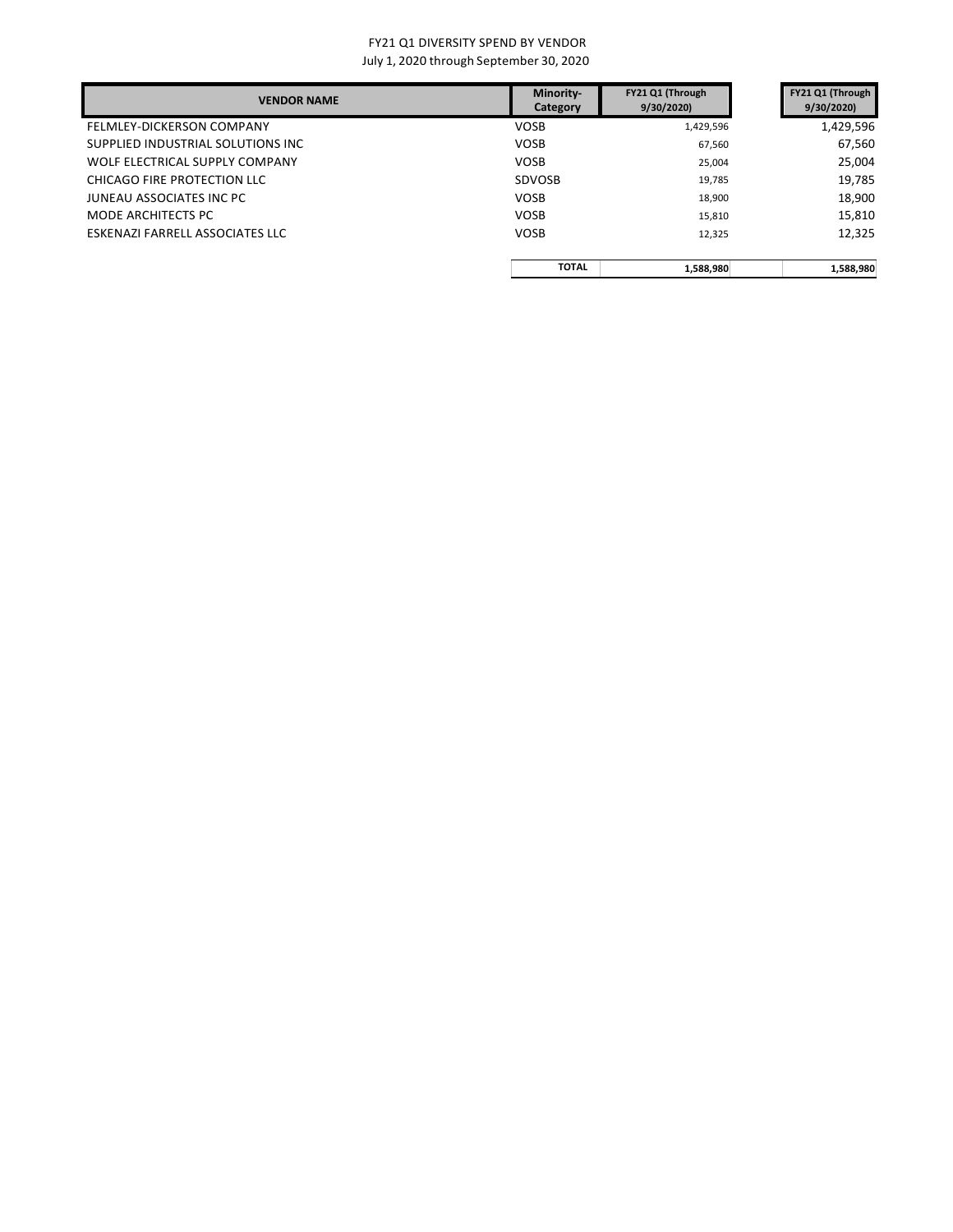FY21 Q1 DIVERSITY SPEND BY VENDOR

July 1, 2020 through September 30, 2020

| VENDOR NAME | Minority-Category | FY21 Q1 (Through 9/30/2020) | FY21 Q1 (Through 9/30/2020) |
|---|---|---|---|
| FELMLEY-DICKERSON COMPANY | VOSB | 1,429,596 | 1,429,596 |
| SUPPLIED INDUSTRIAL SOLUTIONS INC | VOSB | 67,560 | 67,560 |
| WOLF ELECTRICAL SUPPLY COMPANY | VOSB | 25,004 | 25,004 |
| CHICAGO FIRE PROTECTION LLC | SDVOSB | 19,785 | 19,785 |
| JUNEAU ASSOCIATES INC PC | VOSB | 18,900 | 18,900 |
| MODE ARCHITECTS PC | VOSB | 15,810 | 15,810 |
| ESKENAZI FARRELL ASSOCIATES LLC | VOSB | 12,325 | 12,325 |
| | **TOTAL** | **1,588,980** | **1,588,980** |